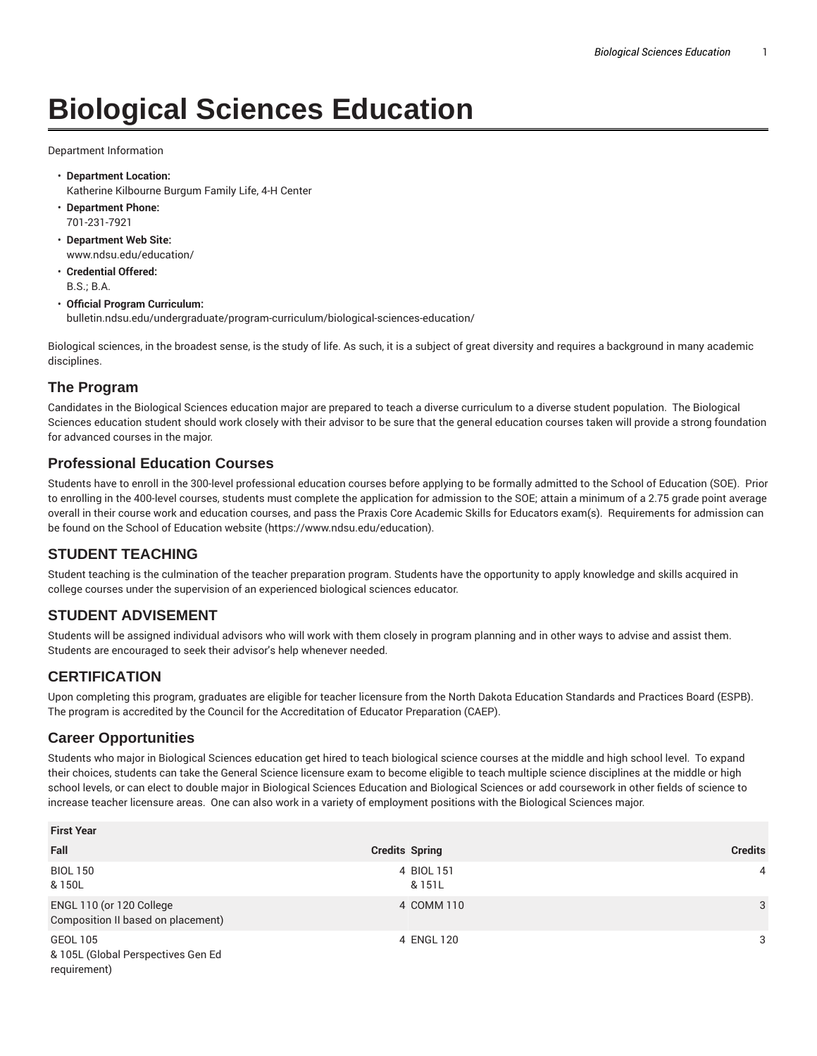# Biological Sciences Education

Department Information

- **Department Location:** Katherine Kilbourne Burgum Family Life, 4-H Center
- **Department Phone:** 701-231-7921
- **Department Web Site:** www.ndsu.edu/education/
- **Credential Offered:** B.S.; B.A.
- **Official Program Curriculum:** bulletin.ndsu.edu/undergraduate/program-curriculum/biological-sciences-education/

Biological sciences, in the broadest sense, is the study of life. As such, it is a subject of great diversity and requires a background in many academic disciplines.

## The Program

Candidates in the Biological Sciences education major are prepared to teach a diverse curriculum to a diverse student population. The Biological Sciences education student should work closely with their advisor to be sure that the general education courses taken will provide a strong foundation for advanced courses in the major.

## Professional Education Courses

Students have to enroll in the 300-level professional education courses before applying to be formally admitted to the School of Education (SOE). Prior to enrolling in the 400-level courses, students must complete the application for admission to the SOE; attain a minimum of a 2.75 grade point average overall in their course work and education courses, and pass the Praxis Core Academic Skills for Educators exam(s). Requirements for admission can be found on the School of Education website (https://www.ndsu.edu/education).

## STUDENT TEACHING

Student teaching is the culmination of the teacher preparation program. Students have the opportunity to apply knowledge and skills acquired in college courses under the supervision of an experienced biological sciences educator.

## STUDENT ADVISEMENT

Students will be assigned individual advisors who will work with them closely in program planning and in other ways to advise and assist them. Students are encouraged to seek their advisor's help whenever needed.

## CERTIFICATION

Upon completing this program, graduates are eligible for teacher licensure from the North Dakota Education Standards and Practices Board (ESPB). The program is accredited by the Council for the Accreditation of Educator Preparation (CAEP).

## Career Opportunities

Students who major in Biological Sciences education get hired to teach biological science courses at the middle and high school level. To expand their choices, students can take the General Science licensure exam to become eligible to teach multiple science disciplines at the middle or high school levels, or can elect to double major in Biological Sciences Education and Biological Sciences or add coursework in other fields of science to increase teacher licensure areas. One can also work in a variety of employment positions with the Biological Sciences major.

| First Year | | | |
|---|---|---|---|
| **Fall** | **Credits** | **Spring** | **Credits** |
| BIOL 150 & 150L | 4 | BIOL 151 & 151L | 4 |
| ENGL 110 (or 120 College Composition II based on placement) | 4 | COMM 110 | 3 |
| GEOL 105 & 105L (Global Perspectives Gen Ed requirement) | 4 | ENGL 120 | 3 |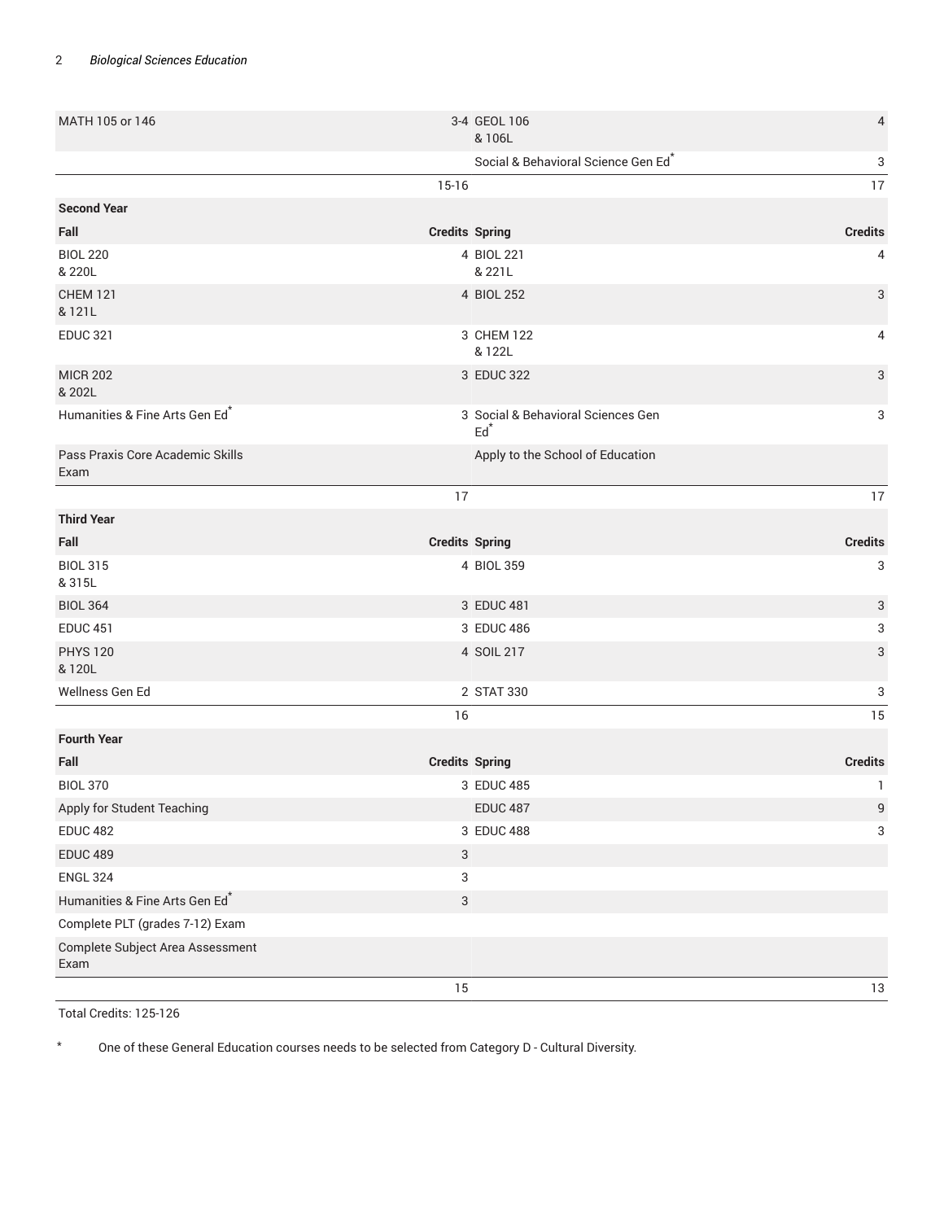| | | | |
|---|---|---|---|
| MATH 105 or 146 | 3-4 | GEOL 106 & 106L | 4 |
| | | Social & Behavioral Science Gen Ed* | 3 |
| | 15-16 | | 17 |
| **Second Year** | | | |
| **Fall** | **Credits** | **Spring** | **Credits** |
| BIOL 220 & 220L | 4 | BIOL 221 & 221L | 4 |
| CHEM 121 & 121L | 4 | BIOL 252 | 3 |
| EDUC 321 | 3 | CHEM 122 & 122L | 4 |
| MICR 202 & 202L | 3 | EDUC 322 | 3 |
| Humanities & Fine Arts Gen Ed* | 3 | Social & Behavioral Sciences Gen Ed* | 3 |
| Pass Praxis Core Academic Skills Exam | | Apply to the School of Education | |
| | 17 | | 17 |
| **Third Year** | | | |
| **Fall** | **Credits** | **Spring** | **Credits** |
| BIOL 315 & 315L | 4 | BIOL 359 | 3 |
| BIOL 364 | 3 | EDUC 481 | 3 |
| EDUC 451 | 3 | EDUC 486 | 3 |
| PHYS 120 & 120L | 4 | SOIL 217 | 3 |
| Wellness Gen Ed | 2 | STAT 330 | 3 |
| | 16 | | 15 |
| **Fourth Year** | | | |
| **Fall** | **Credits** | **Spring** | **Credits** |
| BIOL 370 | 3 | EDUC 485 | 1 |
| Apply for Student Teaching | | EDUC 487 | 9 |
| EDUC 482 | 3 | EDUC 488 | 3 |
| EDUC 489 | 3 | | |
| ENGL 324 | 3 | | |
| Humanities & Fine Arts Gen Ed* | 3 | | |
| Complete PLT (grades 7-12) Exam | | | |
| Complete Subject Area Assessment Exam | | | |
| | 15 | | 13 |

Total Credits: 125-126

* One of these General Education courses needs to be selected from Category D - Cultural Diversity.